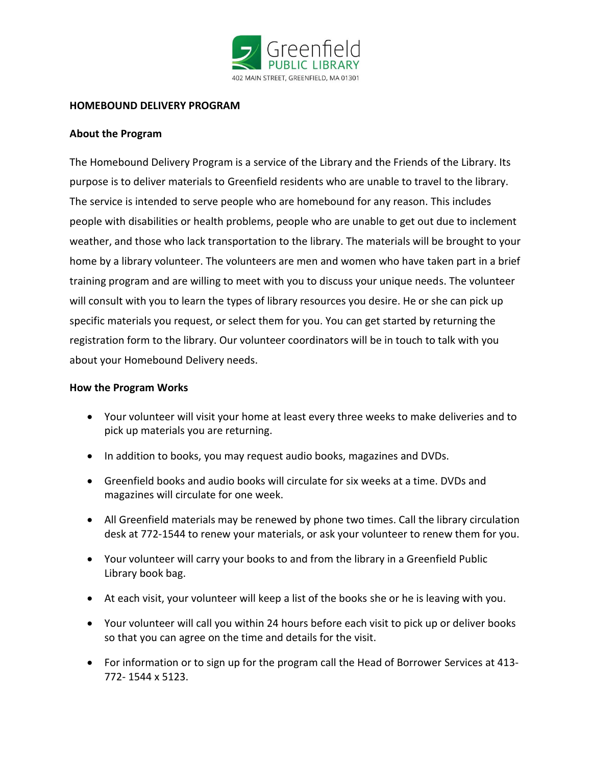Greenfield
PUBLIC LIBRARY
402 MAIN STREET, GREENFIELD, MA 01301

## HOMEBOUND DELIVERY PROGRAM

### About the Program

The Homebound Delivery Program is a service of the Library and the Friends of the Library. Its purpose is to deliver materials to Greenfield residents who are unable to travel to the library. The service is intended to serve people who are homebound for any reason. This includes people with disabilities or health problems, people who are unable to get out due to inclement weather, and those who lack transportation to the library. The materials will be brought to your home by a library volunteer. The volunteers are men and women who have taken part in a brief training program and are willing to meet with you to discuss your unique needs. The volunteer will consult with you to learn the types of library resources you desire. He or she can pick up specific materials you request, or select them for you. You can get started by returning the registration form to the library. Our volunteer coordinators will be in touch to talk with you about your Homebound Delivery needs.

### How the Program Works

- Your volunteer will visit your home at least every three weeks to make deliveries and to pick up materials you are returning.
- In addition to books, you may request audio books, magazines and DVDs.
- Greenfield books and audio books will circulate for six weeks at a time. DVDs and magazines will circulate for one week.
- All Greenfield materials may be renewed by phone two times. Call the library circulation desk at 772-1544 to renew your materials, or ask your volunteer to renew them for you.
- Your volunteer will carry your books to and from the library in a Greenfield Public Library book bag.
- At each visit, your volunteer will keep a list of the books she or he is leaving with you.
- Your volunteer will call you within 24 hours before each visit to pick up or deliver books so that you can agree on the time and details for the visit.
- For information or to sign up for the program call the Head of Borrower Services at 413-772- 1544 x 5123.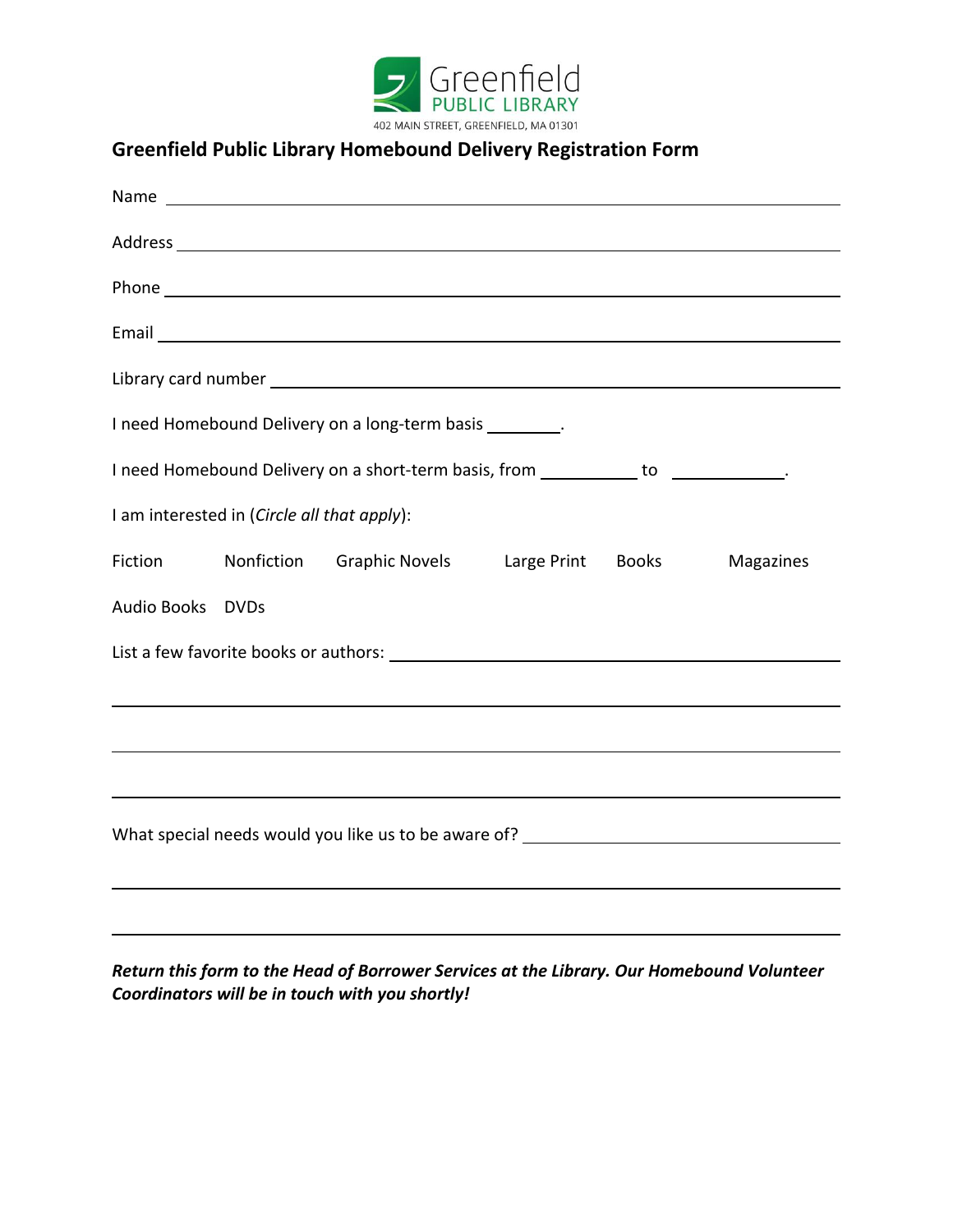Greenfield PUBLIC LIBRARY

402 MAIN STREET, GREENFIELD, MA 01301

## Greenfield Public Library Homebound Delivery Registration Form

Name \_\_\_\_\_\_\_\_\_\_\_\_\_\_\_\_\_\_\_\_\_\_\_\_\_\_\_\_\_\_\_\_\_\_\_\_\_\_\_\_

Address \_\_\_\_\_\_\_\_\_\_\_\_\_\_\_\_\_\_\_\_\_\_\_\_\_\_\_\_\_\_\_\_\_\_\_\_\_\_\_\_

Phone \_\_\_\_\_\_\_\_\_\_\_\_\_\_\_\_\_\_\_\_\_\_\_\_\_\_\_\_\_\_\_\_\_\_\_\_\_\_\_\_

Email \_\_\_\_\_\_\_\_\_\_\_\_\_\_\_\_\_\_\_\_\_\_\_\_\_\_\_\_\_\_\_\_\_\_\_\_\_\_\_\_

Library card number \_\_\_\_\_\_\_\_\_\_\_\_\_\_\_\_\_\_\_\_\_\_\_\_\_\_\_\_\_\_\_\_

I need Homebound Delivery on a long-term basis \_\_\_\_\_\_\_\_.

I need Homebound Delivery on a short-term basis, from \_\_\_\_\_\_\_\_\_\_ to \_\_\_\_\_\_\_\_\_\_.

I am interested in (*Circle all that apply*):

Fiction  Nonfiction  Graphic Novels  Large Print  Books  Magazines

Audio Books  DVDs

List a few favorite books or authors: \_\_\_\_\_\_\_\_\_\_\_\_\_\_\_\_\_\_\_\_\_\_\_\_\_\_\_\_\_\_

\_\_\_\_\_\_\_\_\_\_\_\_\_\_\_\_\_\_\_\_\_\_\_\_\_\_\_\_\_\_\_\_\_\_\_\_\_\_\_\_\_\_\_\_\_\_\_\_

\_\_\_\_\_\_\_\_\_\_\_\_\_\_\_\_\_\_\_\_\_\_\_\_\_\_\_\_\_\_\_\_\_\_\_\_\_\_\_\_\_\_\_\_\_\_\_\_

\_\_\_\_\_\_\_\_\_\_\_\_\_\_\_\_\_\_\_\_\_\_\_\_\_\_\_\_\_\_\_\_\_\_\_\_\_\_\_\_\_\_\_\_\_\_\_\_

What special needs would you like us to be aware of? \_\_\_\_\_\_\_\_\_\_\_\_\_\_\_\_\_\_\_\_\_\_\_\_

\_\_\_\_\_\_\_\_\_\_\_\_\_\_\_\_\_\_\_\_\_\_\_\_\_\_\_\_\_\_\_\_\_\_\_\_\_\_\_\_\_\_\_\_\_\_\_\_

\_\_\_\_\_\_\_\_\_\_\_\_\_\_\_\_\_\_\_\_\_\_\_\_\_\_\_\_\_\_\_\_\_\_\_\_\_\_\_\_\_\_\_\_\_\_\_\_

***Return this form to the Head of Borrower Services at the Library. Our Homebound Volunteer Coordinators will be in touch with you shortly!***